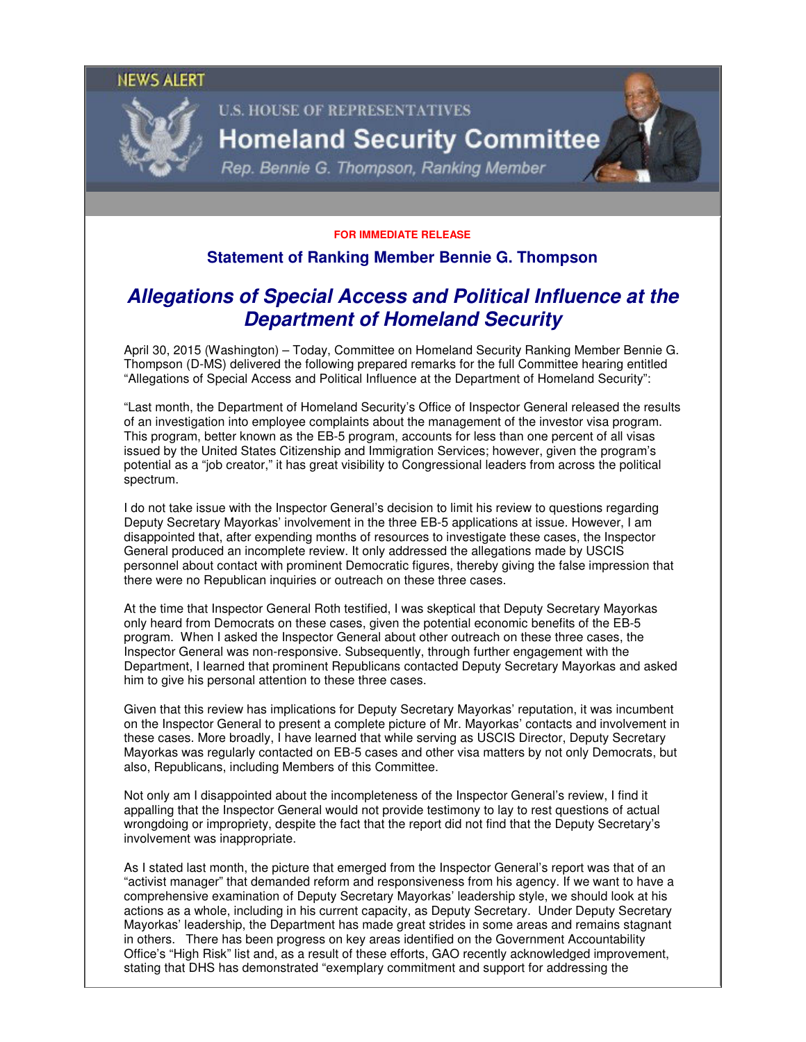NEWS ALERT

U.S. HOUSE OF REPRESENTATIVES

**Homeland Security Committee**

*Rep. Bennie G. Thompson, Ranking Member*

**FOR IMMEDIATE RELEASE**

## Statement of Ranking Member Bennie G. Thompson

# *Allegations of Special Access and Political Influence at the Department of Homeland Security*

April 30, 2015 (Washington) – Today, Committee on Homeland Security Ranking Member Bennie G. Thompson (D-MS) delivered the following prepared remarks for the full Committee hearing entitled "Allegations of Special Access and Political Influence at the Department of Homeland Security":

"Last month, the Department of Homeland Security's Office of Inspector General released the results of an investigation into employee complaints about the management of the investor visa program. This program, better known as the EB-5 program, accounts for less than one percent of all visas issued by the United States Citizenship and Immigration Services; however, given the program's potential as a "job creator," it has great visibility to Congressional leaders from across the political spectrum.

I do not take issue with the Inspector General's decision to limit his review to questions regarding Deputy Secretary Mayorkas' involvement in the three EB-5 applications at issue. However, I am disappointed that, after expending months of resources to investigate these cases, the Inspector General produced an incomplete review. It only addressed the allegations made by USCIS personnel about contact with prominent Democratic figures, thereby giving the false impression that there were no Republican inquiries or outreach on these three cases.

At the time that Inspector General Roth testified, I was skeptical that Deputy Secretary Mayorkas only heard from Democrats on these cases, given the potential economic benefits of the EB-5 program. When I asked the Inspector General about other outreach on these three cases, the Inspector General was non-responsive. Subsequently, through further engagement with the Department, I learned that prominent Republicans contacted Deputy Secretary Mayorkas and asked him to give his personal attention to these three cases.

Given that this review has implications for Deputy Secretary Mayorkas' reputation, it was incumbent on the Inspector General to present a complete picture of Mr. Mayorkas' contacts and involvement in these cases. More broadly, I have learned that while serving as USCIS Director, Deputy Secretary Mayorkas was regularly contacted on EB-5 cases and other visa matters by not only Democrats, but also, Republicans, including Members of this Committee.

Not only am I disappointed about the incompleteness of the Inspector General's review, I find it appalling that the Inspector General would not provide testimony to lay to rest questions of actual wrongdoing or impropriety, despite the fact that the report did not find that the Deputy Secretary's involvement was inappropriate.

As I stated last month, the picture that emerged from the Inspector General's report was that of an "activist manager" that demanded reform and responsiveness from his agency. If we want to have a comprehensive examination of Deputy Secretary Mayorkas' leadership style, we should look at his actions as a whole, including in his current capacity, as Deputy Secretary. Under Deputy Secretary Mayorkas' leadership, the Department has made great strides in some areas and remains stagnant in others. There has been progress on key areas identified on the Government Accountability Office's "High Risk" list and, as a result of these efforts, GAO recently acknowledged improvement, stating that DHS has demonstrated "exemplary commitment and support for addressing the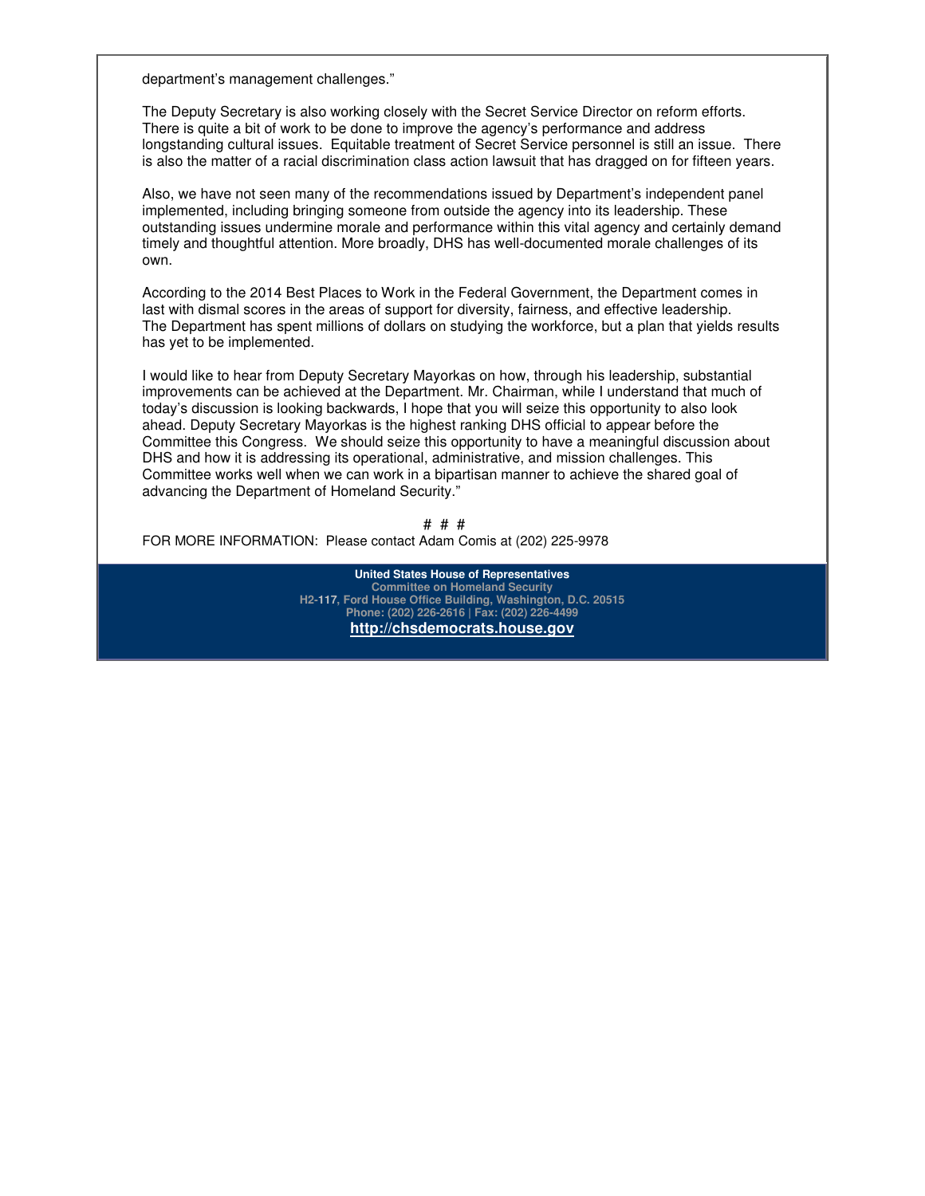department's management challenges."

The Deputy Secretary is also working closely with the Secret Service Director on reform efforts. There is quite a bit of work to be done to improve the agency's performance and address longstanding cultural issues. Equitable treatment of Secret Service personnel is still an issue. There is also the matter of a racial discrimination class action lawsuit that has dragged on for fifteen years.

Also, we have not seen many of the recommendations issued by Department's independent panel implemented, including bringing someone from outside the agency into its leadership. These outstanding issues undermine morale and performance within this vital agency and certainly demand timely and thoughtful attention. More broadly, DHS has well-documented morale challenges of its own.

According to the 2014 Best Places to Work in the Federal Government, the Department comes in last with dismal scores in the areas of support for diversity, fairness, and effective leadership. The Department has spent millions of dollars on studying the workforce, but a plan that yields results has yet to be implemented.

I would like to hear from Deputy Secretary Mayorkas on how, through his leadership, substantial improvements can be achieved at the Department. Mr. Chairman, while I understand that much of today's discussion is looking backwards, I hope that you will seize this opportunity to also look ahead. Deputy Secretary Mayorkas is the highest ranking DHS official to appear before the Committee this Congress. We should seize this opportunity to have a meaningful discussion about DHS and how it is addressing its operational, administrative, and mission challenges. This Committee works well when we can work in a bipartisan manner to achieve the shared goal of advancing the Department of Homeland Security."

# # #

FOR MORE INFORMATION: Please contact Adam Comis at (202) 225-9978

**United States House of Representatives**
**Committee on Homeland Security**
**H2-117, Ford House Office Building, Washington, D.C. 20515**
**Phone: (202) 226-2616 | Fax: (202) 226-4499**
**http://chsdemocrats.house.gov**